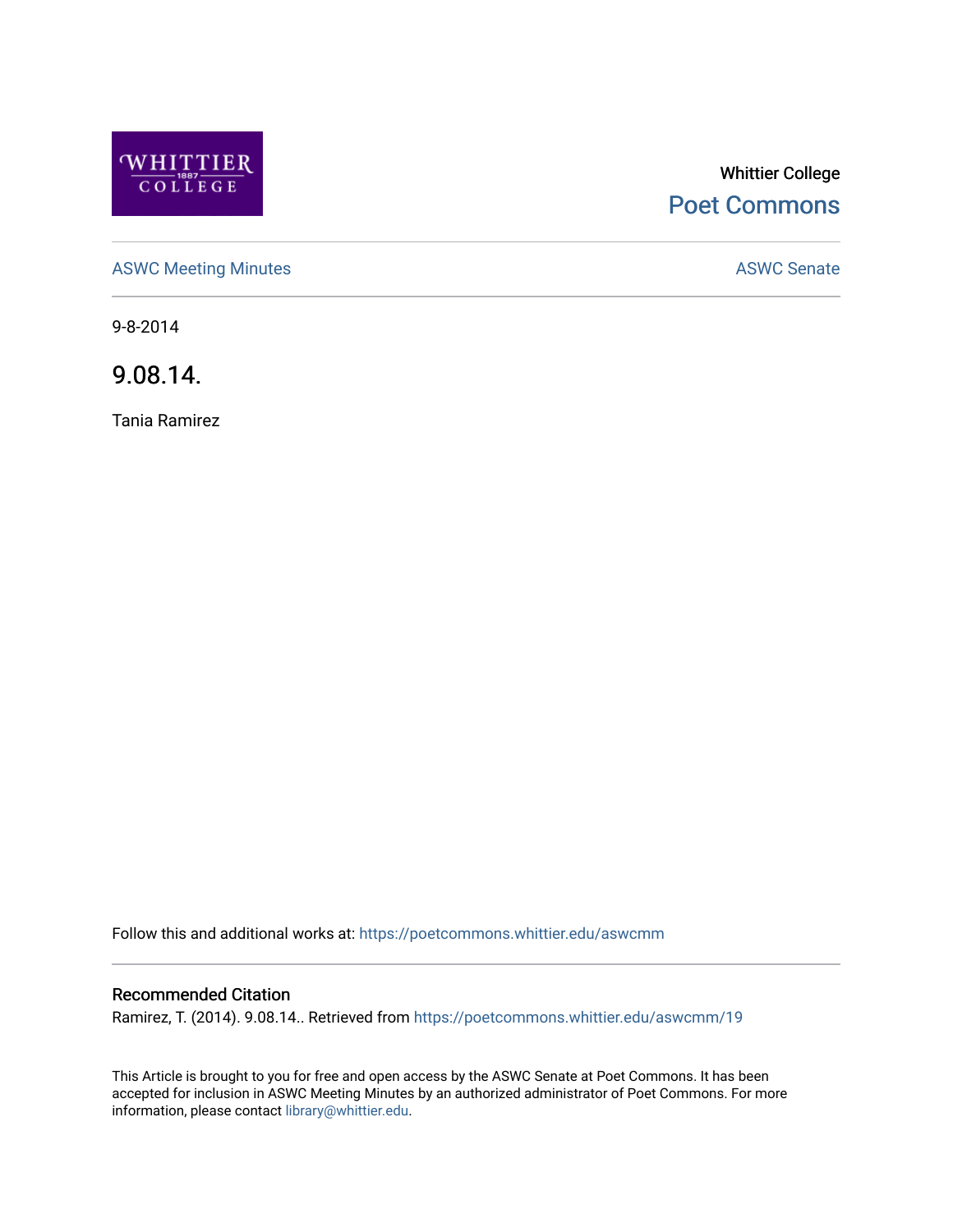Whittier College

Poet Commons

ASWC Meeting Minutes

ASWC Senate

9-8-2014

# 9.08.14.

Tania Ramirez

Follow this and additional works at: https://poetcommons.whittier.edu/aswcmm

## Recommended Citation

Ramirez, T. (2014). 9.08.14.. Retrieved from https://poetcommons.whittier.edu/aswcmm/19

This Article is brought to you for free and open access by the ASWC Senate at Poet Commons. It has been accepted for inclusion in ASWC Meeting Minutes by an authorized administrator of Poet Commons. For more information, please contact library@whittier.edu.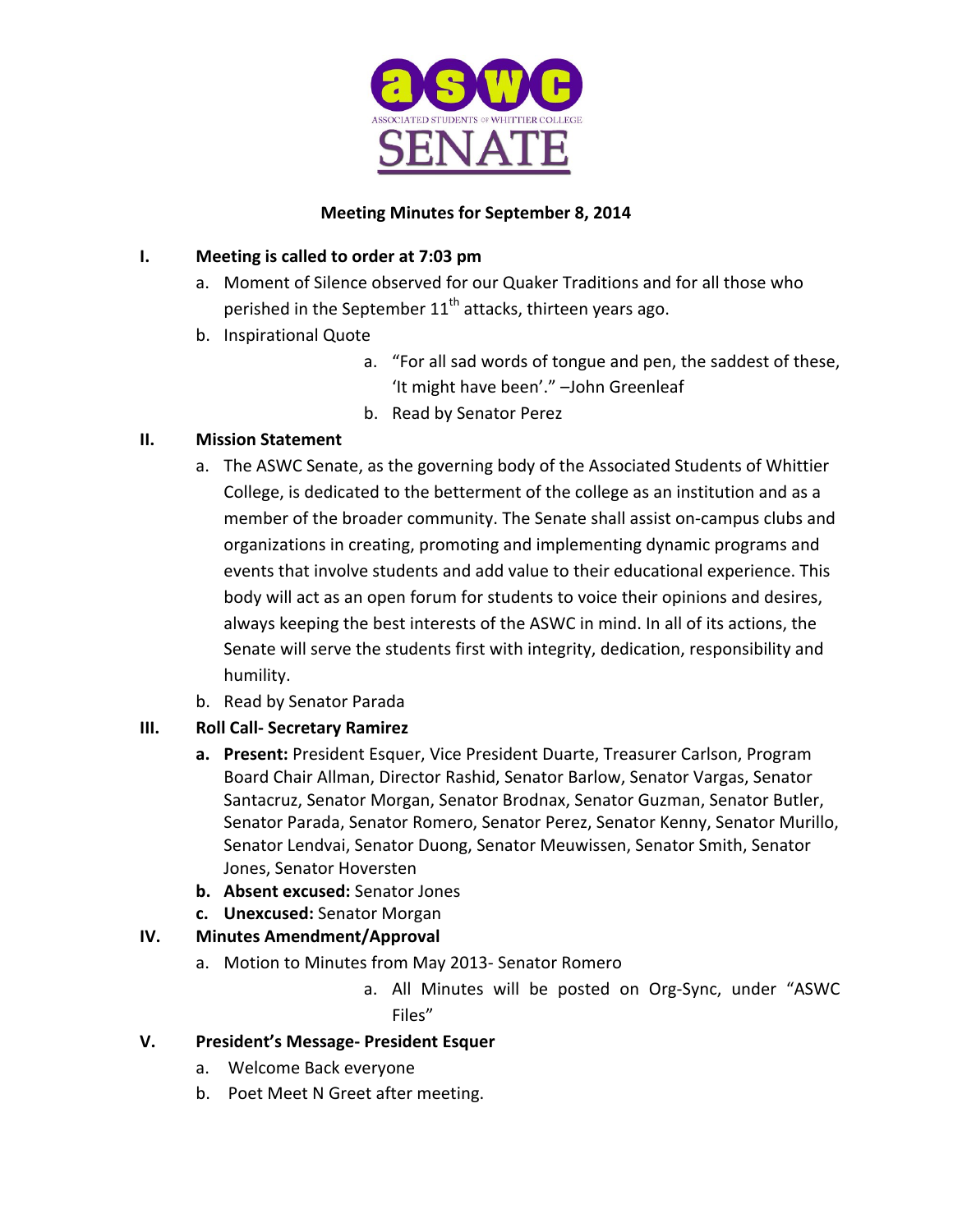aSWC

ASSOCIATED STUDENTS OF WHITTIER COLLEGE

SENATE

**Meeting Minutes for September 8, 2014**

I. **Meeting is called to order at 7:03 pm**
   a. Moment of Silence observed for our Quaker Traditions and for all those who perished in the September 11th attacks, thirteen years ago.
   b. Inspirational Quote
      a. "For all sad words of tongue and pen, the saddest of these, 'It might have been'." –John Greenleaf
      b. Read by Senator Perez

II. **Mission Statement**
   a. The ASWC Senate, as the governing body of the Associated Students of Whittier College, is dedicated to the betterment of the college as an institution and as a member of the broader community. The Senate shall assist on-campus clubs and organizations in creating, promoting and implementing dynamic programs and events that involve students and add value to their educational experience. This body will act as an open forum for students to voice their opinions and desires, always keeping the best interests of the ASWC in mind. In all of its actions, the Senate will serve the students first with integrity, dedication, responsibility and humility.
   b. Read by Senator Parada

III. **Roll Call- Secretary Ramirez**
   a. **Present:** President Esquer, Vice President Duarte, Treasurer Carlson, Program Board Chair Allman, Director Rashid, Senator Barlow, Senator Vargas, Senator Santacruz, Senator Morgan, Senator Brodnax, Senator Guzman, Senator Butler, Senator Parada, Senator Romero, Senator Perez, Senator Kenny, Senator Murillo, Senator Lendvai, Senator Duong, Senator Meuwissen, Senator Smith, Senator Jones, Senator Hoversten
   b. **Absent excused:** Senator Jones
   c. **Unexcused:** Senator Morgan

IV. **Minutes Amendment/Approval**
   a. Motion to Minutes from May 2013- Senator Romero
      a. All Minutes will be posted on Org-Sync, under "ASWC Files"

V. **President's Message- President Esquer**
   a. Welcome Back everyone
   b. Poet Meet N Greet after meeting.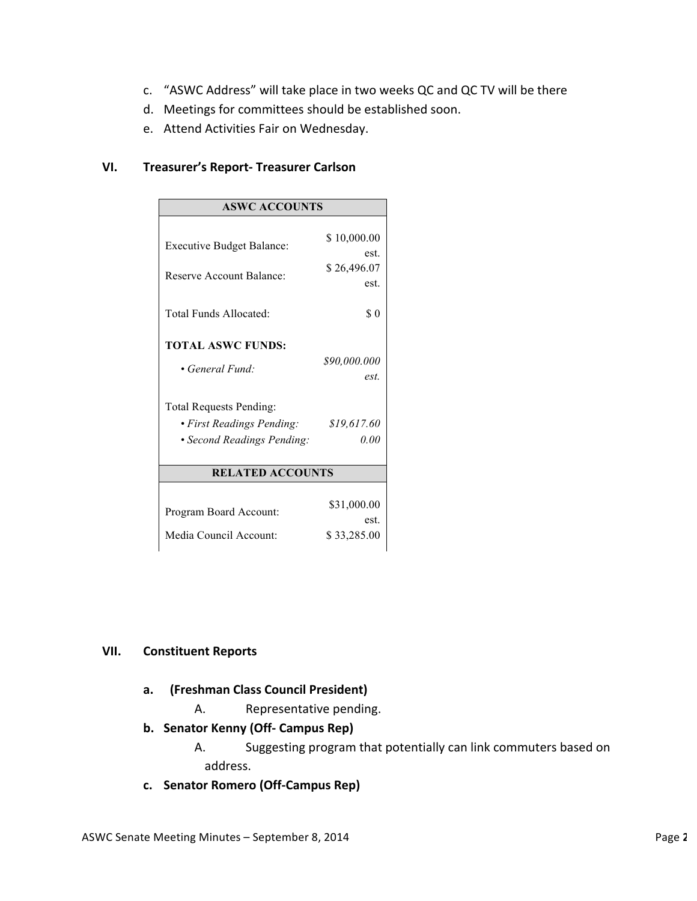c. "ASWC Address" will take place in two weeks QC and QC TV will be there
d. Meetings for committees should be established soon.
e. Attend Activities Fair on Wednesday.

## VI. Treasurer's Report- Treasurer Carlson

| ASWC ACCOUNTS | |
|---|---|
| Executive Budget Balance: | $ 10,000.00 est. |
| Reserve Account Balance: | $ 26,496.07 est. |
| Total Funds Allocated: | $ 0 |
| **TOTAL ASWC FUNDS:** | |
| • *General Fund:* | *$90,000.000 est.* |
| Total Requests Pending: | |
| • *First Readings Pending:* | *$19,617.60* |
| • *Second Readings Pending:* | *0.00* |
| **RELATED ACCOUNTS** | |
| Program Board Account: | $31,000.00 est. |
| Media Council Account: | $ 33,285.00 |

## VII. Constituent Reports

**a. (Freshman Class Council President)**

A. Representative pending.

**b. Senator Kenny (Off- Campus Rep)**

A. Suggesting program that potentially can link commuters based on address.

**c. Senator Romero (Off-Campus Rep)**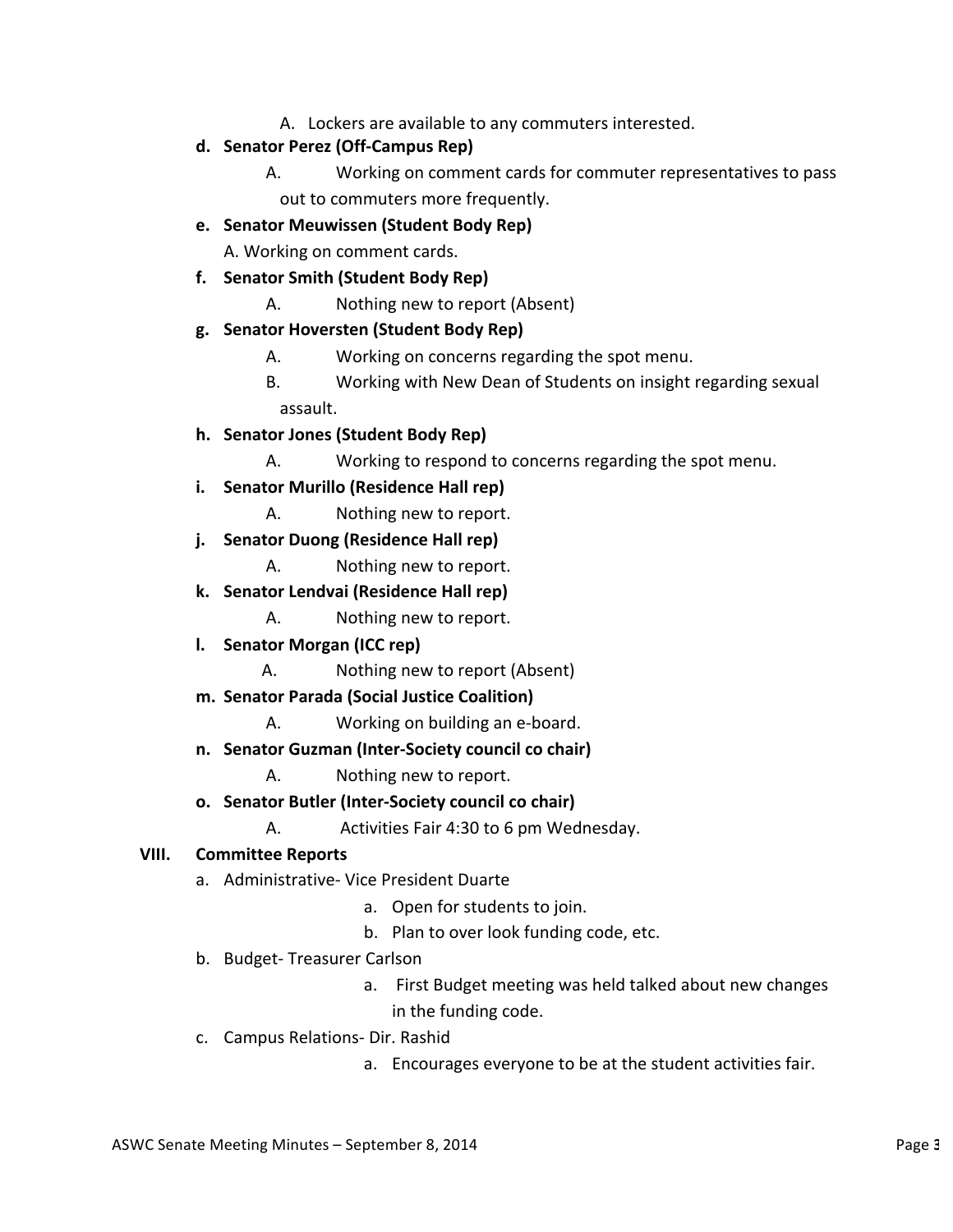A. Lockers are available to any commuters interested.

**d. Senator Perez (Off-Campus Rep)**

A. Working on comment cards for commuter representatives to pass out to commuters more frequently.

**e. Senator Meuwissen (Student Body Rep)**

A. Working on comment cards.

**f. Senator Smith (Student Body Rep)**

A. Nothing new to report (Absent)

**g. Senator Hoversten (Student Body Rep)**

A. Working on concerns regarding the spot menu.

B. Working with New Dean of Students on insight regarding sexual assault.

**h. Senator Jones (Student Body Rep)**

A. Working to respond to concerns regarding the spot menu.

**i. Senator Murillo (Residence Hall rep)**

A. Nothing new to report.

**j. Senator Duong (Residence Hall rep)**

A. Nothing new to report.

**k. Senator Lendvai (Residence Hall rep)**

A. Nothing new to report.

**l. Senator Morgan (ICC rep)**

A. Nothing new to report (Absent)

**m. Senator Parada (Social Justice Coalition)**

A. Working on building an e-board.

**n. Senator Guzman (Inter-Society council co chair)**

A. Nothing new to report.

**o. Senator Butler (Inter-Society council co chair)**

A. Activities Fair 4:30 to 6 pm Wednesday.

## VIII. Committee Reports

a. Administrative- Vice President Duarte

- a. Open for students to join.
- b. Plan to over look funding code, etc.

b. Budget- Treasurer Carlson

- a. First Budget meeting was held talked about new changes in the funding code.

c. Campus Relations- Dir. Rashid

- a. Encourages everyone to be at the student activities fair.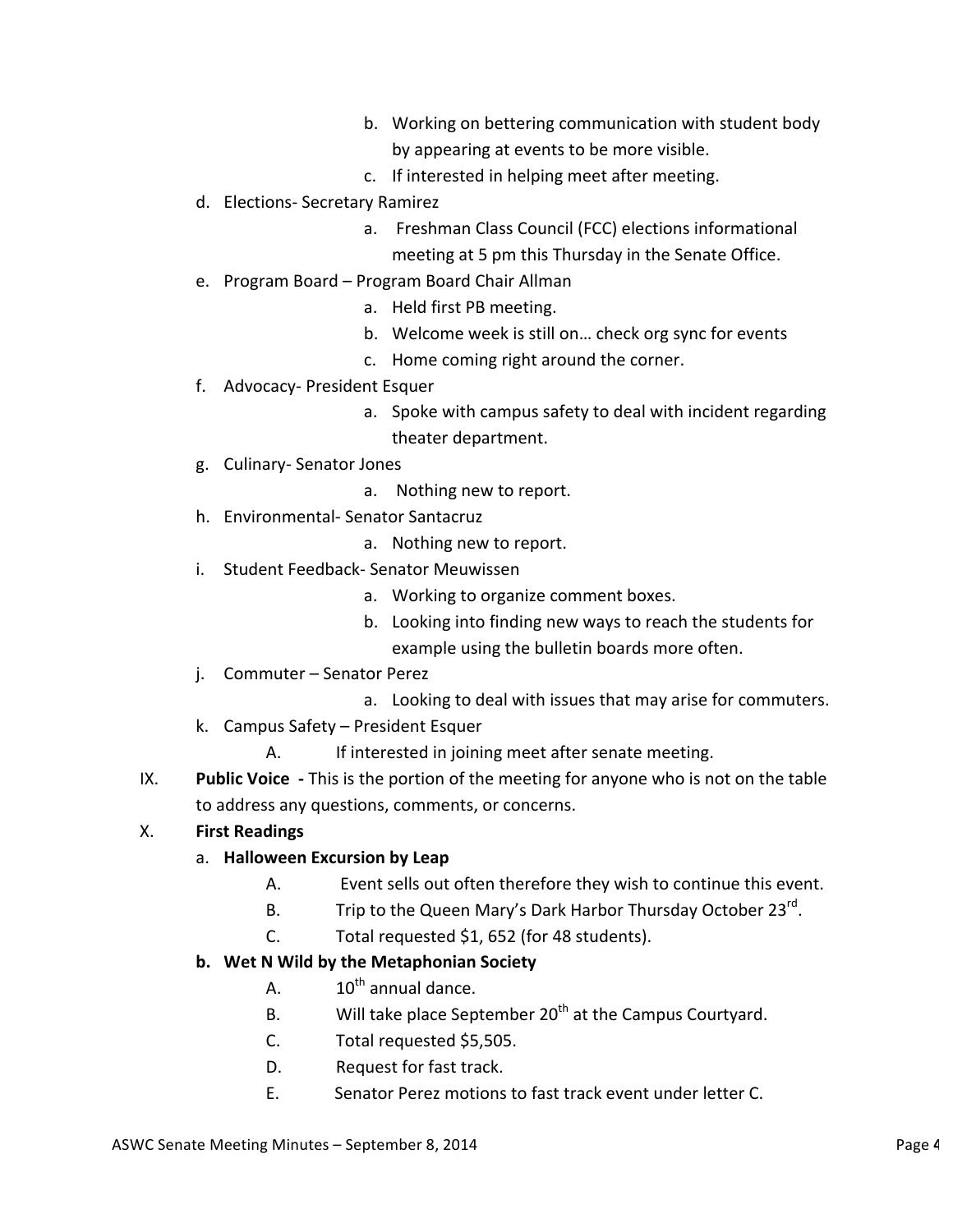- b. Working on bettering communication with student body by appearing at events to be more visible.
   - c. If interested in helping meet after meeting.

d. Elections- Secretary Ramirez
   - a. Freshman Class Council (FCC) elections informational meeting at 5 pm this Thursday in the Senate Office.

e. Program Board – Program Board Chair Allman
   - a. Held first PB meeting.
   - b. Welcome week is still on… check org sync for events
   - c. Home coming right around the corner.

f. Advocacy- President Esquer
   - a. Spoke with campus safety to deal with incident regarding theater department.

g. Culinary- Senator Jones
   - a. Nothing new to report.

h. Environmental- Senator Santacruz
   - a. Nothing new to report.

i. Student Feedback- Senator Meuwissen
   - a. Working to organize comment boxes.
   - b. Looking into finding new ways to reach the students for example using the bulletin boards more often.

j. Commuter – Senator Perez
   - a. Looking to deal with issues that may arise for commuters.

k. Campus Safety – President Esquer
   - A. If interested in joining meet after senate meeting.

IX. **Public Voice -** This is the portion of the meeting for anyone who is not on the table to address any questions, comments, or concerns.

X. **First Readings**

a. **Halloween Excursion by Leap**
   - A. Event sells out often therefore they wish to continue this event.
   - B. Trip to the Queen Mary's Dark Harbor Thursday October 23rd.
   - C. Total requested $1, 652 (for 48 students).

**b. Wet N Wild by the Metaphonian Society**
   - A. 10th annual dance.
   - B. Will take place September 20th at the Campus Courtyard.
   - C. Total requested $5,505.
   - D. Request for fast track.
   - E. Senator Perez motions to fast track event under letter C.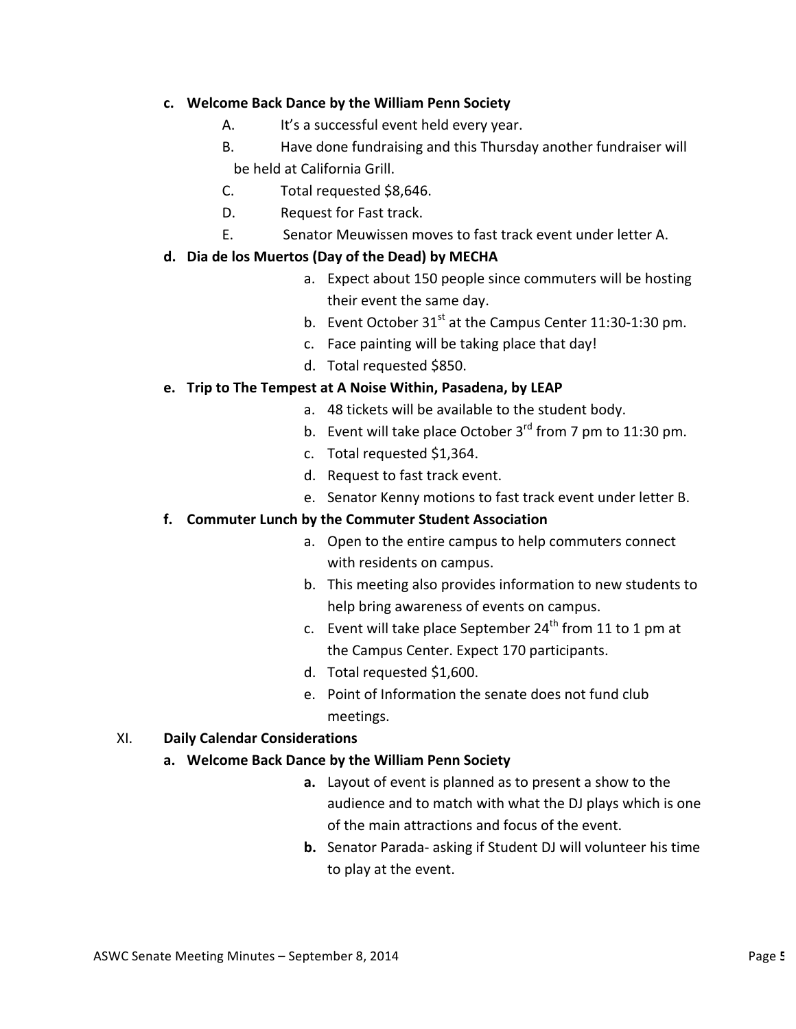**c. Welcome Back Dance by the William Penn Society**

A. It's a successful event held every year.

B. Have done fundraising and this Thursday another fundraiser will be held at California Grill.

C. Total requested $8,646.

D. Request for Fast track.

E. Senator Meuwissen moves to fast track event under letter A.

**d. Dia de los Muertos (Day of the Dead) by MECHA**

a. Expect about 150 people since commuters will be hosting their event the same day.
b. Event October 31st at the Campus Center 11:30-1:30 pm.
c. Face painting will be taking place that day!
d. Total requested $850.

**e. Trip to The Tempest at A Noise Within, Pasadena, by LEAP**

a. 48 tickets will be available to the student body.
b. Event will take place October 3rd from 7 pm to 11:30 pm.
c. Total requested $1,364.
d. Request to fast track event.
e. Senator Kenny motions to fast track event under letter B.

**f. Commuter Lunch by the Commuter Student Association**

a. Open to the entire campus to help commuters connect with residents on campus.
b. This meeting also provides information to new students to help bring awareness of events on campus.
c. Event will take place September 24th from 11 to 1 pm at the Campus Center. Expect 170 participants.
d. Total requested $1,600.
e. Point of Information the senate does not fund club meetings.

XI. **Daily Calendar Considerations**

**a. Welcome Back Dance by the William Penn Society**

**a.** Layout of event is planned as to present a show to the audience and to match with what the DJ plays which is one of the main attractions and focus of the event.
**b.** Senator Parada- asking if Student DJ will volunteer his time to play at the event.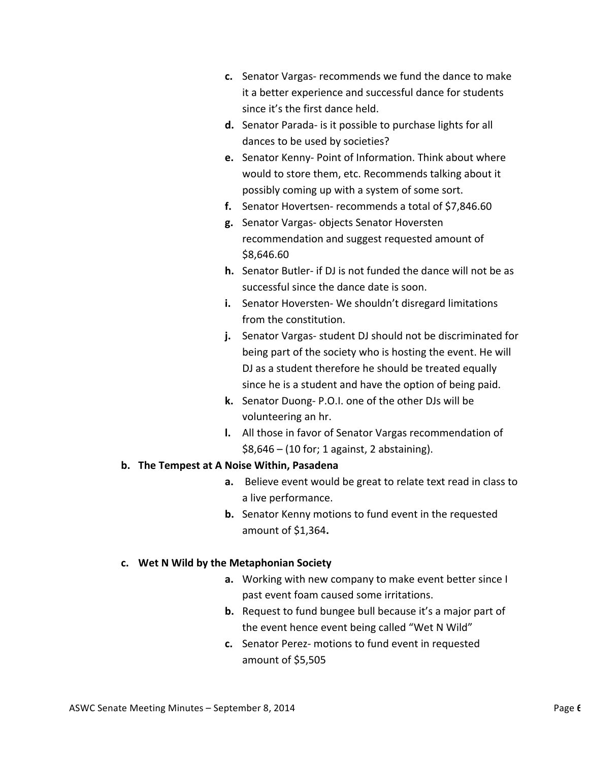c. Senator Vargas- recommends we fund the dance to make it a better experience and successful dance for students since it's the first dance held.
d. Senator Parada- is it possible to purchase lights for all dances to be used by societies?
e. Senator Kenny- Point of Information. Think about where would to store them, etc. Recommends talking about it possibly coming up with a system of some sort.
f. Senator Hovertsen- recommends a total of $7,846.60
g. Senator Vargas- objects Senator Hoversten recommendation and suggest requested amount of $8,646.60
h. Senator Butler- if DJ is not funded the dance will not be as successful since the dance date is soon.
i. Senator Hoversten- We shouldn't disregard limitations from the constitution.
j. Senator Vargas- student DJ should not be discriminated for being part of the society who is hosting the event. He will DJ as a student therefore he should be treated equally since he is a student and have the option of being paid.
k. Senator Duong- P.O.I. one of the other DJs will be volunteering an hr.
l. All those in favor of Senator Vargas recommendation of $8,646 – (10 for; 1 against, 2 abstaining).

**b. The Tempest at A Noise Within, Pasadena**

a. Believe event would be great to relate text read in class to a live performance.
b. Senator Kenny motions to fund event in the requested amount of $1,364**.**

**c. Wet N Wild by the Metaphonian Society**

a. Working with new company to make event better since I past event foam caused some irritations.
b. Request to fund bungee bull because it's a major part of the event hence event being called "Wet N Wild"
c. Senator Perez- motions to fund event in requested amount of $5,505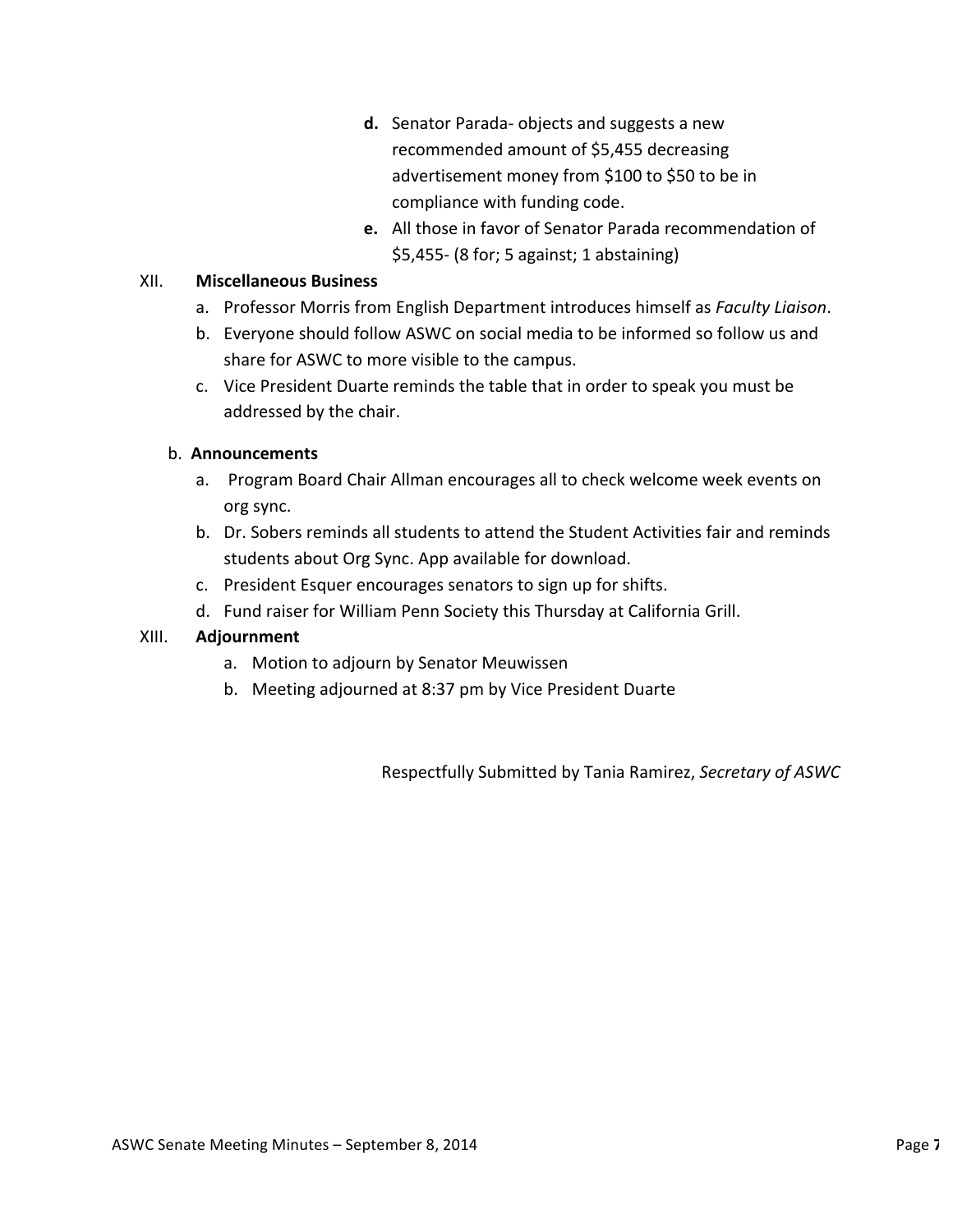d. Senator Parada- objects and suggests a new recommended amount of $5,455 decreasing advertisement money from $100 to $50 to be in compliance with funding code.

e. All those in favor of Senator Parada recommendation of $5,455- (8 for; 5 against; 1 abstaining)

XII. **Miscellaneous Business**

a. Professor Morris from English Department introduces himself as *Faculty Liaison*.

b. Everyone should follow ASWC on social media to be informed so follow us and share for ASWC to more visible to the campus.

c. Vice President Duarte reminds the table that in order to speak you must be addressed by the chair.

b. **Announcements**

a. Program Board Chair Allman encourages all to check welcome week events on org sync.

b. Dr. Sobers reminds all students to attend the Student Activities fair and reminds students about Org Sync. App available for download.

c. President Esquer encourages senators to sign up for shifts.

d. Fund raiser for William Penn Society this Thursday at California Grill.

XIII. **Adjournment**

a. Motion to adjourn by Senator Meuwissen

b. Meeting adjourned at 8:37 pm by Vice President Duarte

Respectfully Submitted by Tania Ramirez, *Secretary of ASWC*